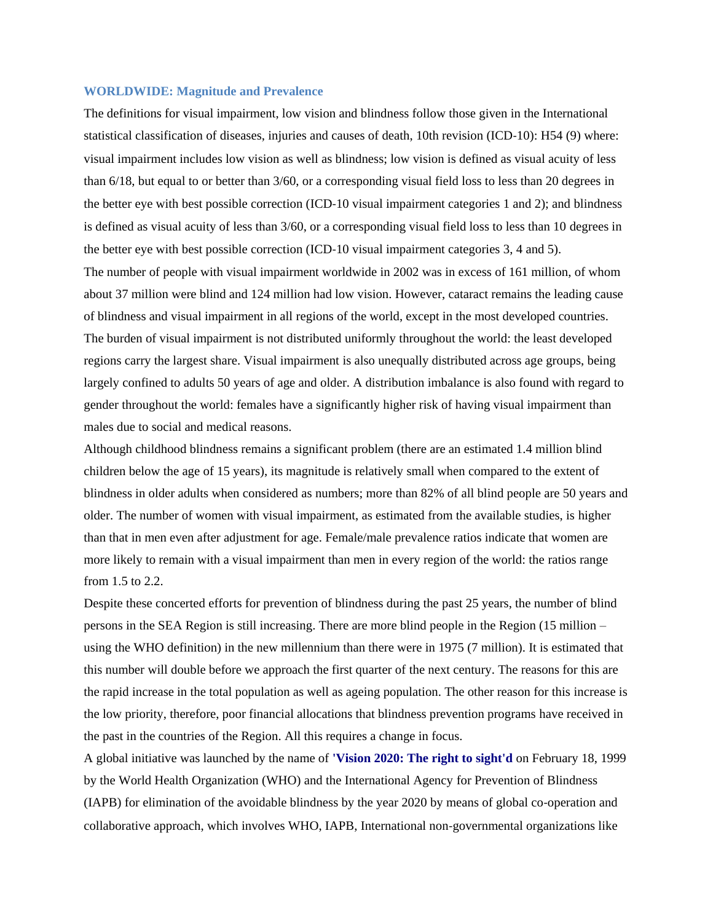## WORLDWIDE: Magnitude and Prevalence

The definitions for visual impairment, low vision and blindness follow those given in the International statistical classification of diseases, injuries and causes of death, 10th revision (ICD-10): H54 (9) where: visual impairment includes low vision as well as blindness; low vision is defined as visual acuity of less than 6/18, but equal to or better than 3/60, or a corresponding visual field loss to less than 20 degrees in the better eye with best possible correction (ICD-10 visual impairment categories 1 and 2); and blindness is defined as visual acuity of less than 3/60, or a corresponding visual field loss to less than 10 degrees in the better eye with best possible correction (ICD-10 visual impairment categories 3, 4 and 5).

The number of people with visual impairment worldwide in 2002 was in excess of 161 million, of whom about 37 million were blind and 124 million had low vision. However, cataract remains the leading cause of blindness and visual impairment in all regions of the world, except in the most developed countries. The burden of visual impairment is not distributed uniformly throughout the world: the least developed regions carry the largest share. Visual impairment is also unequally distributed across age groups, being largely confined to adults 50 years of age and older. A distribution imbalance is also found with regard to gender throughout the world: females have a significantly higher risk of having visual impairment than males due to social and medical reasons.

Although childhood blindness remains a significant problem (there are an estimated 1.4 million blind children below the age of 15 years), its magnitude is relatively small when compared to the extent of blindness in older adults when considered as numbers; more than 82% of all blind people are 50 years and older. The number of women with visual impairment, as estimated from the available studies, is higher than that in men even after adjustment for age. Female/male prevalence ratios indicate that women are more likely to remain with a visual impairment than men in every region of the world: the ratios range from 1.5 to 2.2.

Despite these concerted efforts for prevention of blindness during the past 25 years, the number of blind persons in the SEA Region is still increasing. There are more blind people in the Region (15 million – using the WHO definition) in the new millennium than there were in 1975 (7 million). It is estimated that this number will double before we approach the first quarter of the next century. The reasons for this are the rapid increase in the total population as well as ageing population. The other reason for this increase is the low priority, therefore, poor financial allocations that blindness prevention programs have received in the past in the countries of the Region. All this requires a change in focus.

A global initiative was launched by the name of **'Vision 2020: The right to sight'd** on February 18, 1999 by the World Health Organization (WHO) and the International Agency for Prevention of Blindness (IAPB) for elimination of the avoidable blindness by the year 2020 by means of global co-operation and collaborative approach, which involves WHO, IAPB, International non-governmental organizations like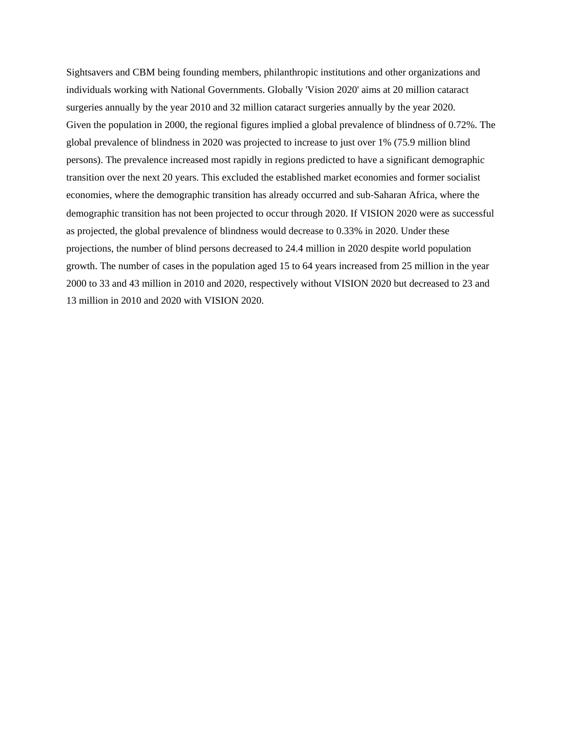Sightsavers and CBM being founding members, philanthropic institutions and other organizations and individuals working with National Governments. Globally 'Vision 2020' aims at 20 million cataract surgeries annually by the year 2010 and 32 million cataract surgeries annually by the year 2020.

Given the population in 2000, the regional figures implied a global prevalence of blindness of 0.72%. The global prevalence of blindness in 2020 was projected to increase to just over 1% (75.9 million blind persons). The prevalence increased most rapidly in regions predicted to have a significant demographic transition over the next 20 years. This excluded the established market economies and former socialist economies, where the demographic transition has already occurred and sub-Saharan Africa, where the demographic transition has not been projected to occur through 2020. If VISION 2020 were as successful as projected, the global prevalence of blindness would decrease to 0.33% in 2020. Under these projections, the number of blind persons decreased to 24.4 million in 2020 despite world population growth. The number of cases in the population aged 15 to 64 years increased from 25 million in the year 2000 to 33 and 43 million in 2010 and 2020, respectively without VISION 2020 but decreased to 23 and 13 million in 2010 and 2020 with VISION 2020.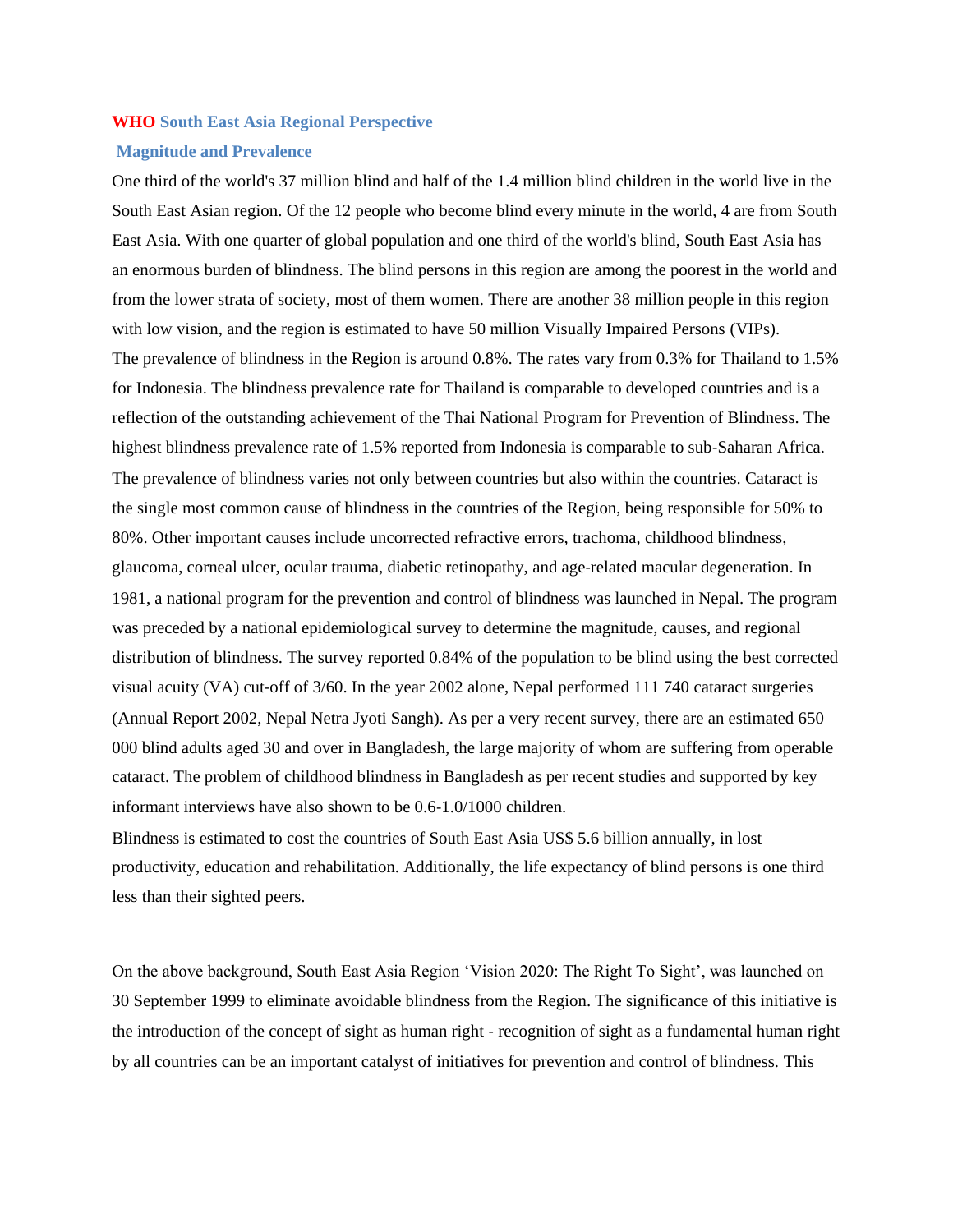## WHO South East Asia Regional Perspective

### Magnitude and Prevalence

One third of the world's 37 million blind and half of the 1.4 million blind children in the world live in the South East Asian region. Of the 12 people who become blind every minute in the world, 4 are from South East Asia. With one quarter of global population and one third of the world's blind, South East Asia has an enormous burden of blindness. The blind persons in this region are among the poorest in the world and from the lower strata of society, most of them women. There are another 38 million people in this region with low vision, and the region is estimated to have 50 million Visually Impaired Persons (VIPs).

The prevalence of blindness in the Region is around 0.8%. The rates vary from 0.3% for Thailand to 1.5% for Indonesia. The blindness prevalence rate for Thailand is comparable to developed countries and is a reflection of the outstanding achievement of the Thai National Program for Prevention of Blindness. The highest blindness prevalence rate of 1.5% reported from Indonesia is comparable to sub-Saharan Africa. The prevalence of blindness varies not only between countries but also within the countries. Cataract is the single most common cause of blindness in the countries of the Region, being responsible for 50% to 80%. Other important causes include uncorrected refractive errors, trachoma, childhood blindness, glaucoma, corneal ulcer, ocular trauma, diabetic retinopathy, and age-related macular degeneration. In 1981, a national program for the prevention and control of blindness was launched in Nepal. The program was preceded by a national epidemiological survey to determine the magnitude, causes, and regional distribution of blindness. The survey reported 0.84% of the population to be blind using the best corrected visual acuity (VA) cut-off of 3/60. In the year 2002 alone, Nepal performed 111 740 cataract surgeries (Annual Report 2002, Nepal Netra Jyoti Sangh). As per a very recent survey, there are an estimated 650 000 blind adults aged 30 and over in Bangladesh, the large majority of whom are suffering from operable cataract. The problem of childhood blindness in Bangladesh as per recent studies and supported by key informant interviews have also shown to be 0.6-1.0/1000 children.

Blindness is estimated to cost the countries of South East Asia US$ 5.6 billion annually, in lost productivity, education and rehabilitation. Additionally, the life expectancy of blind persons is one third less than their sighted peers.

On the above background, South East Asia Region 'Vision 2020: The Right To Sight', was launched on 30 September 1999 to eliminate avoidable blindness from the Region. The significance of this initiative is the introduction of the concept of sight as human right - recognition of sight as a fundamental human right by all countries can be an important catalyst of initiatives for prevention and control of blindness. This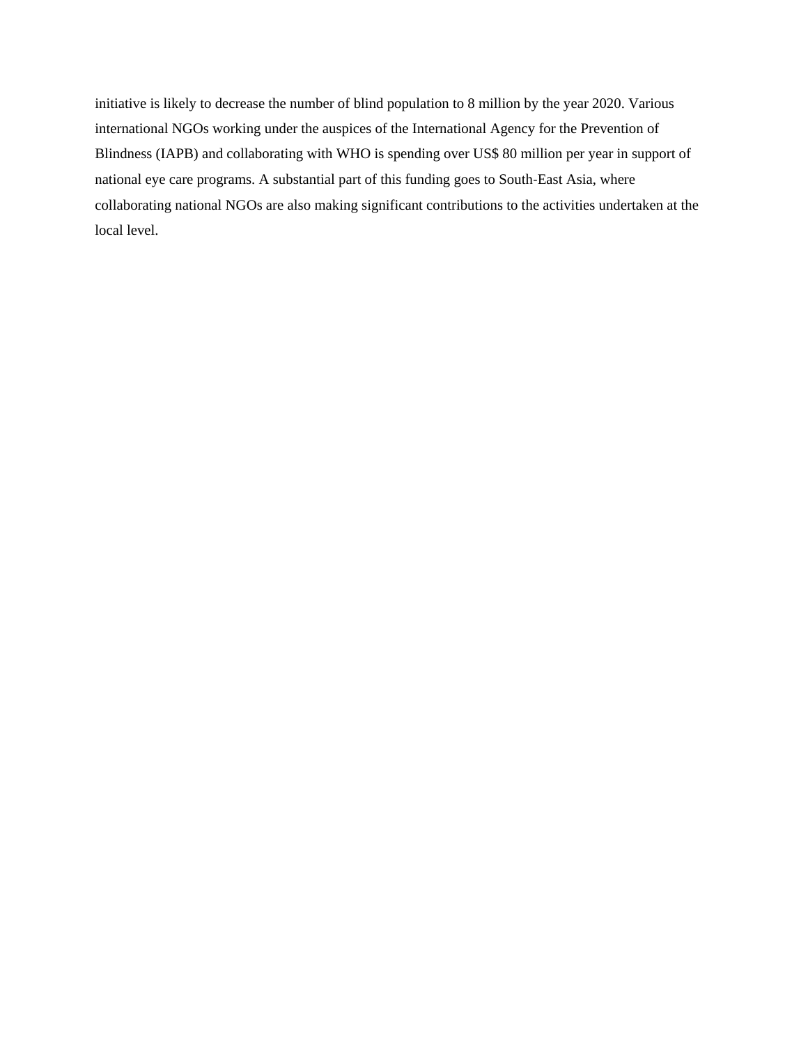initiative is likely to decrease the number of blind population to 8 million by the year 2020. Various international NGOs working under the auspices of the International Agency for the Prevention of Blindness (IAPB) and collaborating with WHO is spending over US$ 80 million per year in support of national eye care programs. A substantial part of this funding goes to South-East Asia, where collaborating national NGOs are also making significant contributions to the activities undertaken at the local level.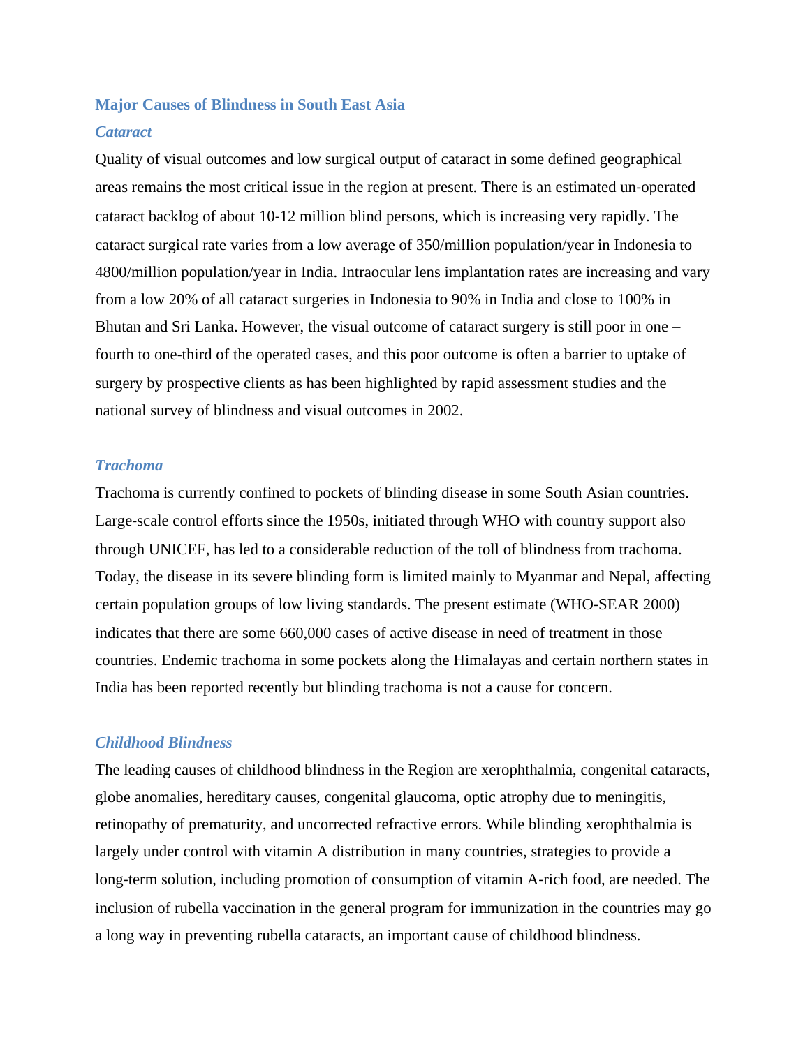## Major Causes of Blindness in South East Asia

### *Cataract*

Quality of visual outcomes and low surgical output of cataract in some defined geographical areas remains the most critical issue in the region at present. There is an estimated un-operated cataract backlog of about 10-12 million blind persons, which is increasing very rapidly. The cataract surgical rate varies from a low average of 350/million population/year in Indonesia to 4800/million population/year in India. Intraocular lens implantation rates are increasing and vary from a low 20% of all cataract surgeries in Indonesia to 90% in India and close to 100% in Bhutan and Sri Lanka. However, the visual outcome of cataract surgery is still poor in one – fourth to one-third of the operated cases, and this poor outcome is often a barrier to uptake of surgery by prospective clients as has been highlighted by rapid assessment studies and the national survey of blindness and visual outcomes in 2002.

### *Trachoma*

Trachoma is currently confined to pockets of blinding disease in some South Asian countries. Large-scale control efforts since the 1950s, initiated through WHO with country support also through UNICEF, has led to a considerable reduction of the toll of blindness from trachoma. Today, the disease in its severe blinding form is limited mainly to Myanmar and Nepal, affecting certain population groups of low living standards. The present estimate (WHO-SEAR 2000) indicates that there are some 660,000 cases of active disease in need of treatment in those countries. Endemic trachoma in some pockets along the Himalayas and certain northern states in India has been reported recently but blinding trachoma is not a cause for concern.

### *Childhood Blindness*

The leading causes of childhood blindness in the Region are xerophthalmia, congenital cataracts, globe anomalies, hereditary causes, congenital glaucoma, optic atrophy due to meningitis, retinopathy of prematurity, and uncorrected refractive errors. While blinding xerophthalmia is largely under control with vitamin A distribution in many countries, strategies to provide a long-term solution, including promotion of consumption of vitamin A-rich food, are needed. The inclusion of rubella vaccination in the general program for immunization in the countries may go a long way in preventing rubella cataracts, an important cause of childhood blindness.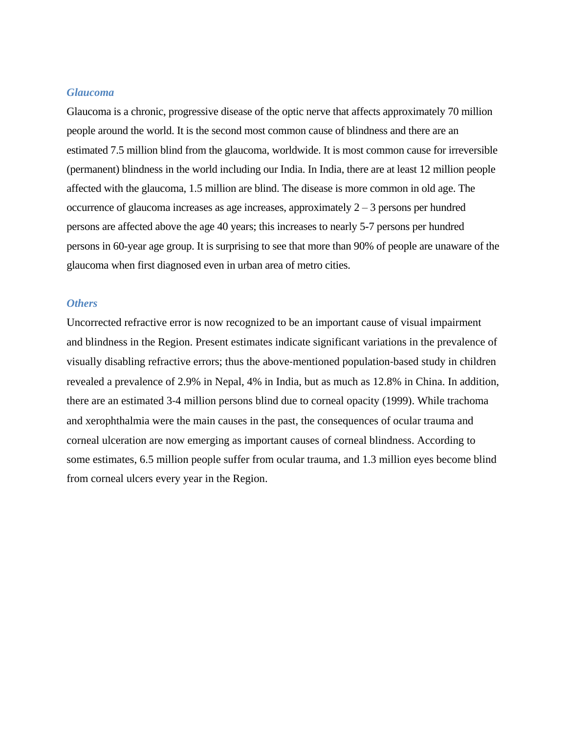### *Glaucoma*

Glaucoma is a chronic, progressive disease of the optic nerve that affects approximately 70 million people around the world. It is the second most common cause of blindness and there are an estimated 7.5 million blind from the glaucoma, worldwide. It is most common cause for irreversible (permanent) blindness in the world including our India. In India, there are at least 12 million people affected with the glaucoma, 1.5 million are blind. The disease is more common in old age. The occurrence of glaucoma increases as age increases, approximately 2 – 3 persons per hundred persons are affected above the age 40 years; this increases to nearly 5-7 persons per hundred persons in 60-year age group. It is surprising to see that more than 90% of people are unaware of the glaucoma when first diagnosed even in urban area of metro cities.

### *Others*

Uncorrected refractive error is now recognized to be an important cause of visual impairment and blindness in the Region. Present estimates indicate significant variations in the prevalence of visually disabling refractive errors; thus the above-mentioned population-based study in children revealed a prevalence of 2.9% in Nepal, 4% in India, but as much as 12.8% in China. In addition, there are an estimated 3-4 million persons blind due to corneal opacity (1999). While trachoma and xerophthalmia were the main causes in the past, the consequences of ocular trauma and corneal ulceration are now emerging as important causes of corneal blindness. According to some estimates, 6.5 million people suffer from ocular trauma, and 1.3 million eyes become blind from corneal ulcers every year in the Region.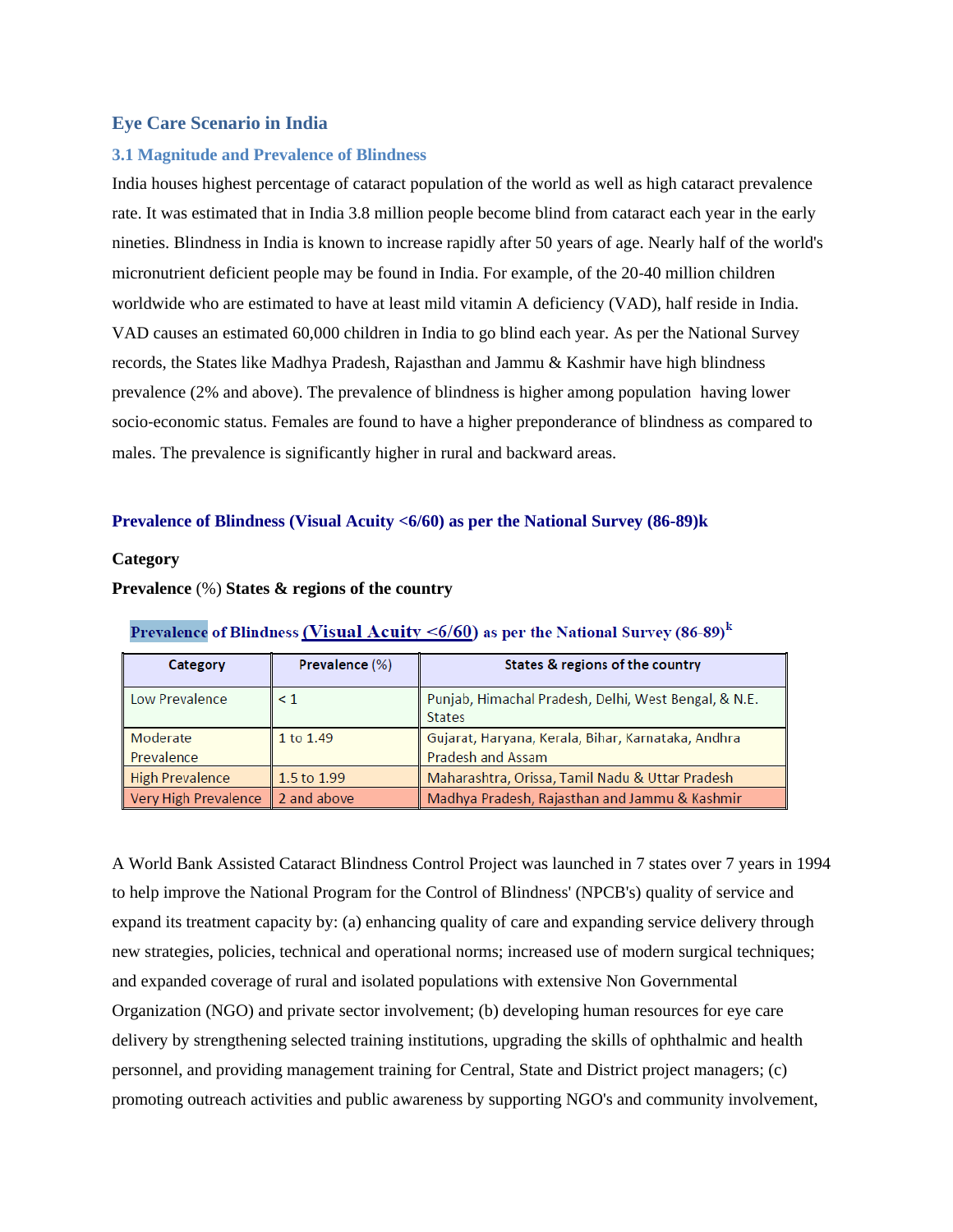# Eye Care Scenario in India

## 3.1 Magnitude and Prevalence of Blindness

India houses highest percentage of cataract population of the world as well as high cataract prevalence rate. It was estimated that in India 3.8 million people become blind from cataract each year in the early nineties. Blindness in India is known to increase rapidly after 50 years of age. Nearly half of the world's micronutrient deficient people may be found in India. For example, of the 20-40 million children worldwide who are estimated to have at least mild vitamin A deficiency (VAD), half reside in India. VAD causes an estimated 60,000 children in India to go blind each year. As per the National Survey records, the States like Madhya Pradesh, Rajasthan and Jammu & Kashmir have high blindness prevalence (2% and above). The prevalence of blindness is higher among population having lower socio-economic status. Females are found to have a higher preponderance of blindness as compared to males. The prevalence is significantly higher in rural and backward areas.

**Prevalence of Blindness (Visual Acuity <6/60) as per the National Survey (86-89)k**

**Category**

**Prevalence** (%) **States & regions of the country**

**Prevalence of Blindness (Visual Acuity <6/60) as per the National Survey (86-89)[k]**

| Category | Prevalence (%) | States & regions of the country |
|---|---|---|
| Low Prevalence | < 1 | Punjab, Himachal Pradesh, Delhi, West Bengal, & N.E. States |
| Moderate Prevalence | 1 to 1.49 | Gujarat, Haryana, Kerala, Bihar, Karnataka, Andhra Pradesh and Assam |
| High Prevalence | 1.5 to 1.99 | Maharashtra, Orissa, Tamil Nadu & Uttar Pradesh |
| Very High Prevalence | 2 and above | Madhya Pradesh, Rajasthan and Jammu & Kashmir |

A World Bank Assisted Cataract Blindness Control Project was launched in 7 states over 7 years in 1994 to help improve the National Program for the Control of Blindness' (NPCB's) quality of service and expand its treatment capacity by: (a) enhancing quality of care and expanding service delivery through new strategies, policies, technical and operational norms; increased use of modern surgical techniques; and expanded coverage of rural and isolated populations with extensive Non Governmental Organization (NGO) and private sector involvement; (b) developing human resources for eye care delivery by strengthening selected training institutions, upgrading the skills of ophthalmic and health personnel, and providing management training for Central, State and District project managers; (c) promoting outreach activities and public awareness by supporting NGO's and community involvement,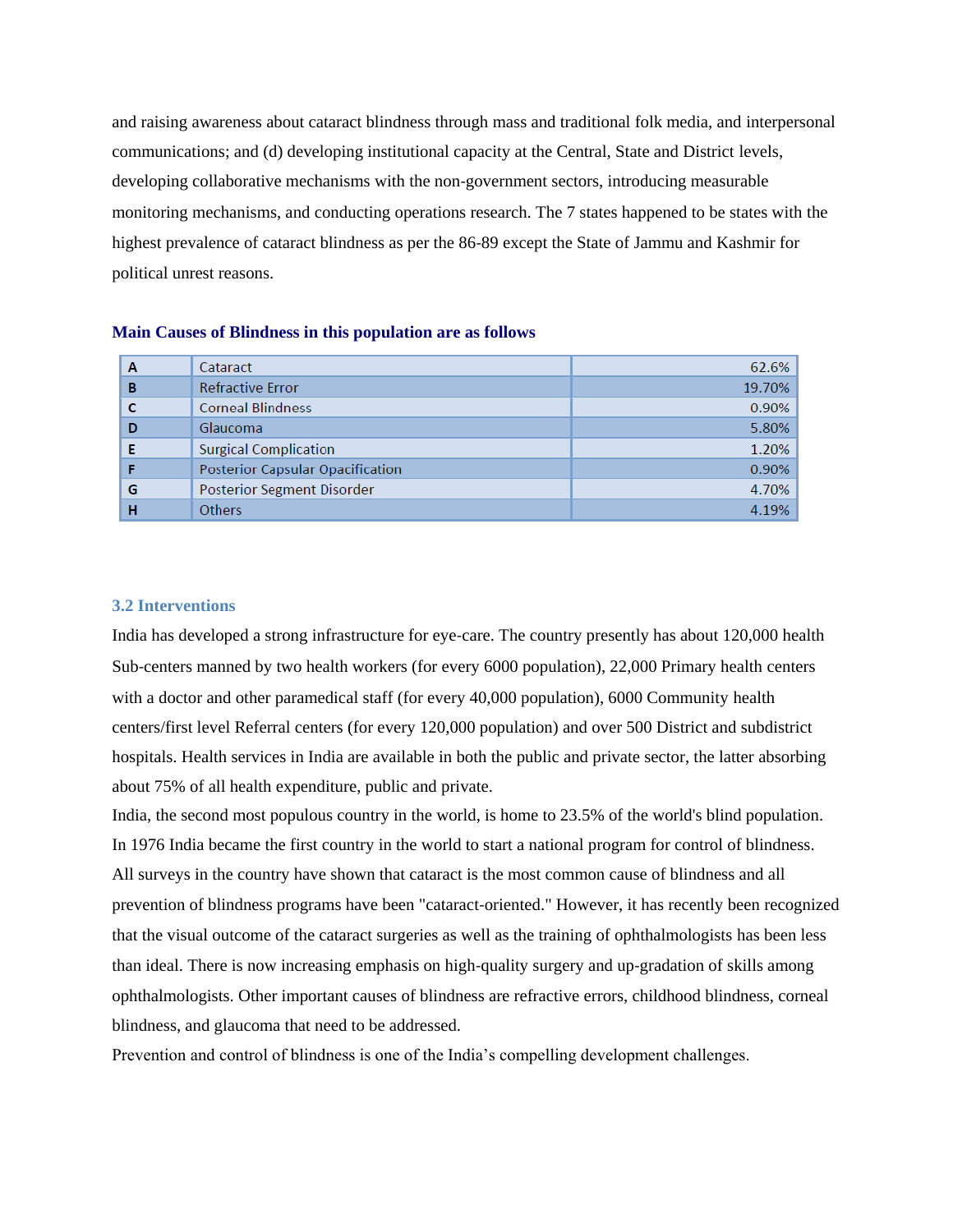and raising awareness about cataract blindness through mass and traditional folk media, and interpersonal communications; and (d) developing institutional capacity at the Central, State and District levels, developing collaborative mechanisms with the non-government sectors, introducing measurable monitoring mechanisms, and conducting operations research. The 7 states happened to be states with the highest prevalence of cataract blindness as per the 86-89 except the State of Jammu and Kashmir for political unrest reasons.

### Main Causes of Blindness in this population are as follows

| | | |
|---|---|---|
| A | Cataract | 62.6% |
| B | Refractive Error | 19.70% |
| C | Corneal Blindness | 0.90% |
| D | Glaucoma | 5.80% |
| E | Surgical Complication | 1.20% |
| F | Posterior Capsular Opacification | 0.90% |
| G | Posterior Segment Disorder | 4.70% |
| H | Others | 4.19% |

### 3.2 Interventions

India has developed a strong infrastructure for eye-care. The country presently has about 120,000 health Sub-centers manned by two health workers (for every 6000 population), 22,000 Primary health centers with a doctor and other paramedical staff (for every 40,000 population), 6000 Community health centers/first level Referral centers (for every 120,000 population) and over 500 District and subdistrict hospitals. Health services in India are available in both the public and private sector, the latter absorbing about 75% of all health expenditure, public and private.

India, the second most populous country in the world, is home to 23.5% of the world's blind population. In 1976 India became the first country in the world to start a national program for control of blindness. All surveys in the country have shown that cataract is the most common cause of blindness and all prevention of blindness programs have been "cataract-oriented." However, it has recently been recognized that the visual outcome of the cataract surgeries as well as the training of ophthalmologists has been less than ideal. There is now increasing emphasis on high-quality surgery and up-gradation of skills among ophthalmologists. Other important causes of blindness are refractive errors, childhood blindness, corneal blindness, and glaucoma that need to be addressed.

Prevention and control of blindness is one of the India's compelling development challenges.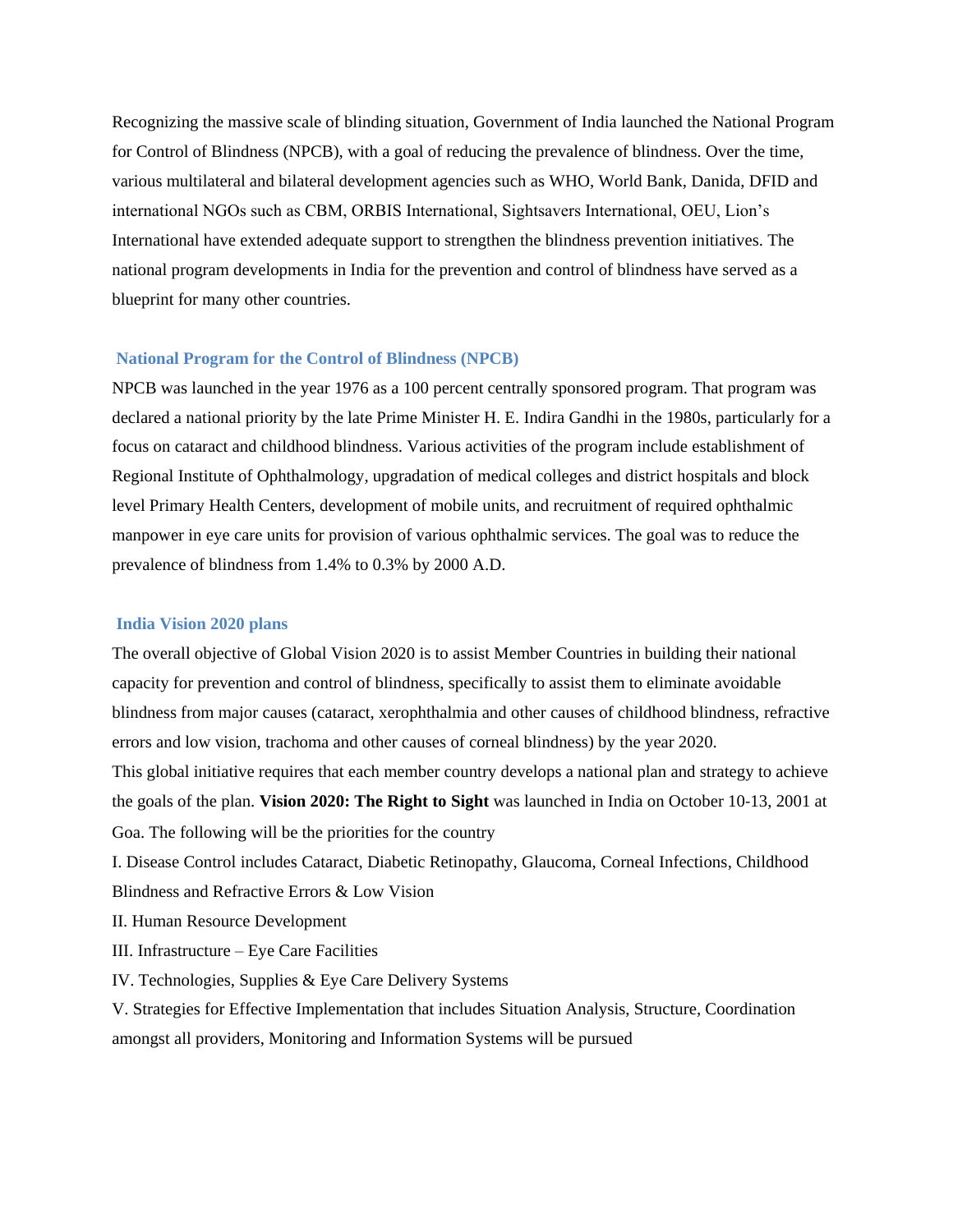Recognizing the massive scale of blinding situation, Government of India launched the National Program for Control of Blindness (NPCB), with a goal of reducing the prevalence of blindness. Over the time, various multilateral and bilateral development agencies such as WHO, World Bank, Danida, DFID and international NGOs such as CBM, ORBIS International, Sightsavers International, OEU, Lion's International have extended adequate support to strengthen the blindness prevention initiatives. The national program developments in India for the prevention and control of blindness have served as a blueprint for many other countries.

### National Program for the Control of Blindness (NPCB)

NPCB was launched in the year 1976 as a 100 percent centrally sponsored program. That program was declared a national priority by the late Prime Minister H. E. Indira Gandhi in the 1980s, particularly for a focus on cataract and childhood blindness. Various activities of the program include establishment of Regional Institute of Ophthalmology, upgradation of medical colleges and district hospitals and block level Primary Health Centers, development of mobile units, and recruitment of required ophthalmic manpower in eye care units for provision of various ophthalmic services. The goal was to reduce the prevalence of blindness from 1.4% to 0.3% by 2000 A.D.

### India Vision 2020 plans

The overall objective of Global Vision 2020 is to assist Member Countries in building their national capacity for prevention and control of blindness, specifically to assist them to eliminate avoidable blindness from major causes (cataract, xerophthalmia and other causes of childhood blindness, refractive errors and low vision, trachoma and other causes of corneal blindness) by the year 2020.

This global initiative requires that each member country develops a national plan and strategy to achieve the goals of the plan. **Vision 2020: The Right to Sight** was launched in India on October 10-13, 2001 at Goa. The following will be the priorities for the country

I. Disease Control includes Cataract, Diabetic Retinopathy, Glaucoma, Corneal Infections, Childhood Blindness and Refractive Errors & Low Vision

II. Human Resource Development

III. Infrastructure – Eye Care Facilities

IV. Technologies, Supplies & Eye Care Delivery Systems

V. Strategies for Effective Implementation that includes Situation Analysis, Structure, Coordination amongst all providers, Monitoring and Information Systems will be pursued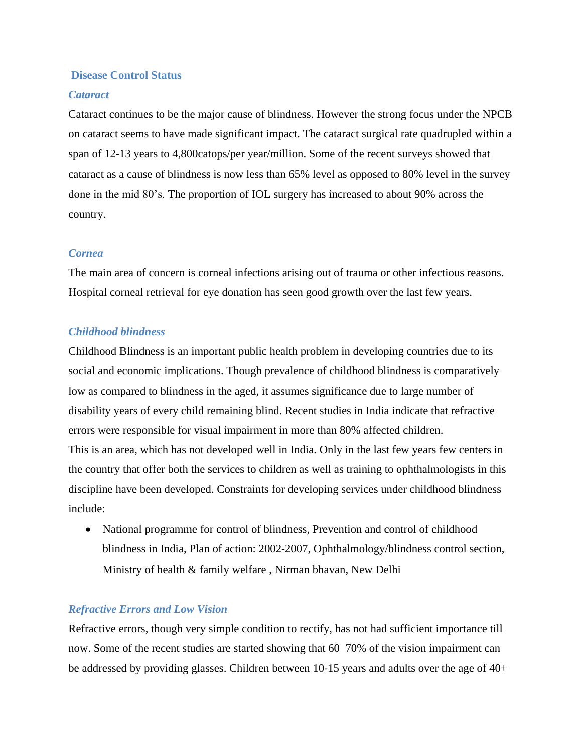## Disease Control Status

### *Cataract*

Cataract continues to be the major cause of blindness. However the strong focus under the NPCB on cataract seems to have made significant impact. The cataract surgical rate quadrupled within a span of 12-13 years to 4,800catops/per year/million. Some of the recent surveys showed that cataract as a cause of blindness is now less than 65% level as opposed to 80% level in the survey done in the mid 80's. The proportion of IOL surgery has increased to about 90% across the country.

### *Cornea*

The main area of concern is corneal infections arising out of trauma or other infectious reasons. Hospital corneal retrieval for eye donation has seen good growth over the last few years.

### *Childhood blindness*

Childhood Blindness is an important public health problem in developing countries due to its social and economic implications. Though prevalence of childhood blindness is comparatively low as compared to blindness in the aged, it assumes significance due to large number of disability years of every child remaining blind. Recent studies in India indicate that refractive errors were responsible for visual impairment in more than 80% affected children.
This is an area, which has not developed well in India. Only in the last few years few centers in the country that offer both the services to children as well as training to ophthalmologists in this discipline have been developed. Constraints for developing services under childhood blindness include:

- National programme for control of blindness, Prevention and control of childhood blindness in India, Plan of action: 2002-2007, Ophthalmology/blindness control section, Ministry of health & family welfare , Nirman bhavan, New Delhi

### *Refractive Errors and Low Vision*

Refractive errors, though very simple condition to rectify, has not had sufficient importance till now. Some of the recent studies are started showing that 60–70% of the vision impairment can be addressed by providing glasses. Children between 10-15 years and adults over the age of 40+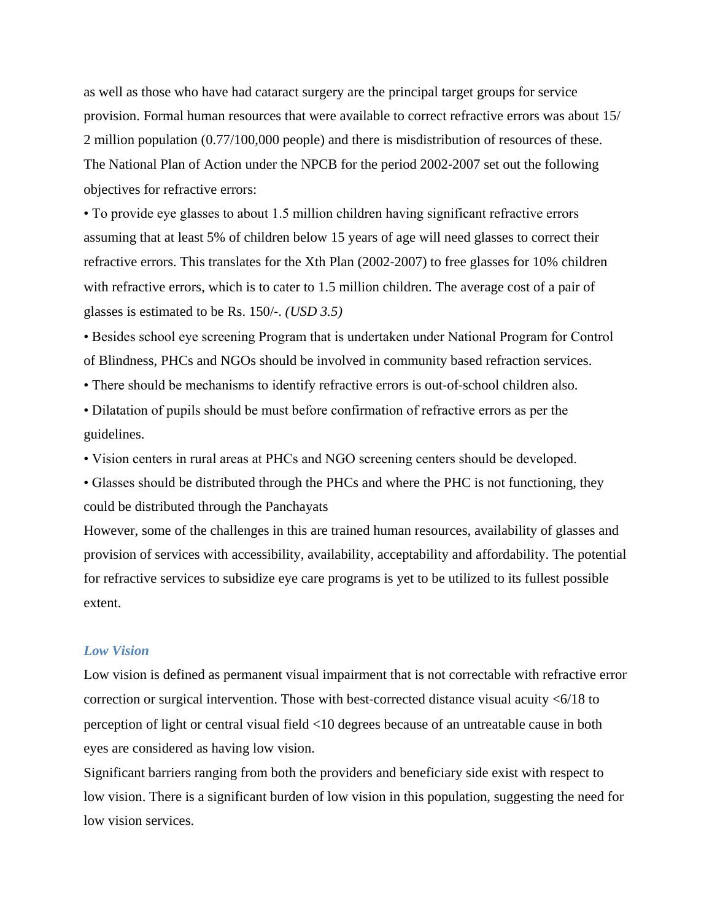as well as those who have had cataract surgery are the principal target groups for service provision. Formal human resources that were available to correct refractive errors was about 15/ 2 million population (0.77/100,000 people) and there is misdistribution of resources of these. The National Plan of Action under the NPCB for the period 2002-2007 set out the following objectives for refractive errors:

- To provide eye glasses to about 1.5 million children having significant refractive errors assuming that at least 5% of children below 15 years of age will need glasses to correct their refractive errors. This translates for the Xth Plan (2002-2007) to free glasses for 10% children with refractive errors, which is to cater to 1.5 million children. The average cost of a pair of glasses is estimated to be Rs. 150/-. *(USD 3.5)*
- Besides school eye screening Program that is undertaken under National Program for Control of Blindness, PHCs and NGOs should be involved in community based refraction services.
- There should be mechanisms to identify refractive errors is out-of-school children also.
- Dilatation of pupils should be must before confirmation of refractive errors as per the guidelines.
- Vision centers in rural areas at PHCs and NGO screening centers should be developed.
- Glasses should be distributed through the PHCs and where the PHC is not functioning, they could be distributed through the Panchayats

However, some of the challenges in this are trained human resources, availability of glasses and provision of services with accessibility, availability, acceptability and affordability. The potential for refractive services to subsidize eye care programs is yet to be utilized to its fullest possible extent.

### *Low Vision*

Low vision is defined as permanent visual impairment that is not correctable with refractive error correction or surgical intervention. Those with best-corrected distance visual acuity <6/18 to perception of light or central visual field <10 degrees because of an untreatable cause in both eyes are considered as having low vision.

Significant barriers ranging from both the providers and beneficiary side exist with respect to low vision. There is a significant burden of low vision in this population, suggesting the need for low vision services.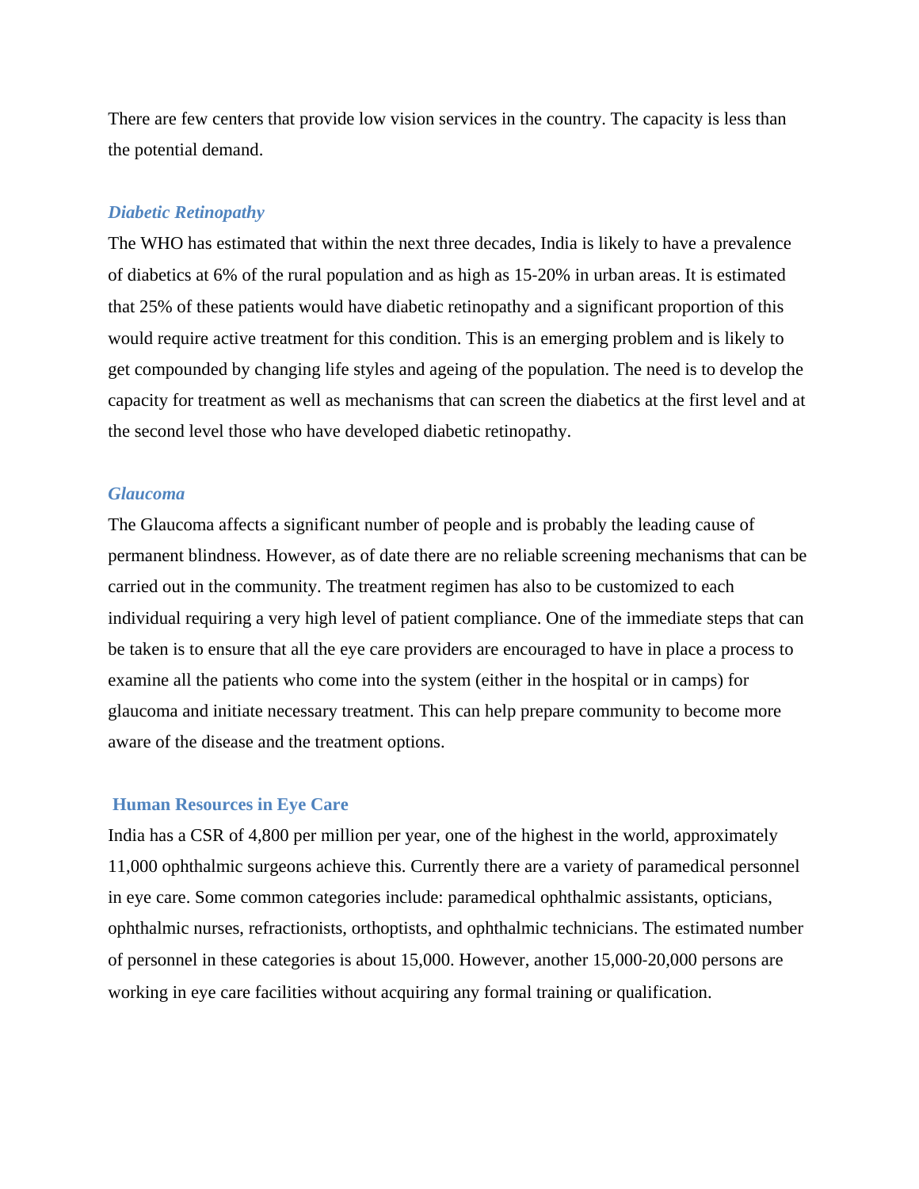There are few centers that provide low vision services in the country. The capacity is less than the potential demand.

### *Diabetic Retinopathy*

The WHO has estimated that within the next three decades, India is likely to have a prevalence of diabetics at 6% of the rural population and as high as 15-20% in urban areas. It is estimated that 25% of these patients would have diabetic retinopathy and a significant proportion of this would require active treatment for this condition. This is an emerging problem and is likely to get compounded by changing life styles and ageing of the population. The need is to develop the capacity for treatment as well as mechanisms that can screen the diabetics at the first level and at the second level those who have developed diabetic retinopathy.

### *Glaucoma*

The Glaucoma affects a significant number of people and is probably the leading cause of permanent blindness. However, as of date there are no reliable screening mechanisms that can be carried out in the community. The treatment regimen has also to be customized to each individual requiring a very high level of patient compliance. One of the immediate steps that can be taken is to ensure that all the eye care providers are encouraged to have in place a process to examine all the patients who come into the system (either in the hospital or in camps) for glaucoma and initiate necessary treatment. This can help prepare community to become more aware of the disease and the treatment options.

## Human Resources in Eye Care

India has a CSR of 4,800 per million per year, one of the highest in the world, approximately 11,000 ophthalmic surgeons achieve this. Currently there are a variety of paramedical personnel in eye care. Some common categories include: paramedical ophthalmic assistants, opticians, ophthalmic nurses, refractionists, orthoptists, and ophthalmic technicians. The estimated number of personnel in these categories is about 15,000. However, another 15,000-20,000 persons are working in eye care facilities without acquiring any formal training or qualification.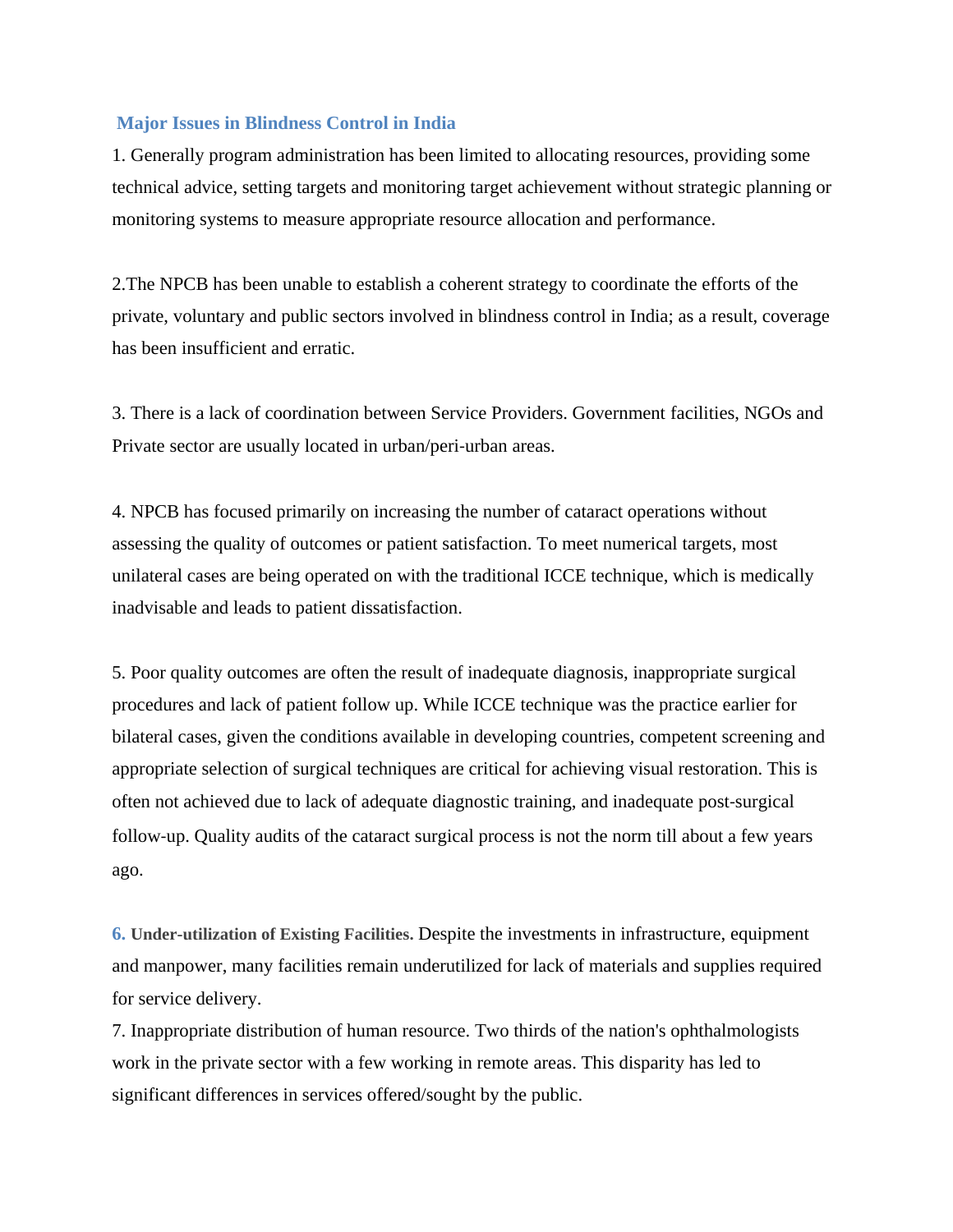## Major Issues in Blindness Control in India

1. Generally program administration has been limited to allocating resources, providing some technical advice, setting targets and monitoring target achievement without strategic planning or monitoring systems to measure appropriate resource allocation and performance.

2.The NPCB has been unable to establish a coherent strategy to coordinate the efforts of the private, voluntary and public sectors involved in blindness control in India; as a result, coverage has been insufficient and erratic.

3. There is a lack of coordination between Service Providers. Government facilities, NGOs and Private sector are usually located in urban/peri-urban areas.

4. NPCB has focused primarily on increasing the number of cataract operations without assessing the quality of outcomes or patient satisfaction. To meet numerical targets, most unilateral cases are being operated on with the traditional ICCE technique, which is medically inadvisable and leads to patient dissatisfaction.

5. Poor quality outcomes are often the result of inadequate diagnosis, inappropriate surgical procedures and lack of patient follow up. While ICCE technique was the practice earlier for bilateral cases, given the conditions available in developing countries, competent screening and appropriate selection of surgical techniques are critical for achieving visual restoration. This is often not achieved due to lack of adequate diagnostic training, and inadequate post-surgical follow-up. Quality audits of the cataract surgical process is not the norm till about a few years ago.

6. **Under-utilization of Existing Facilities.** Despite the investments in infrastructure, equipment and manpower, many facilities remain underutilized for lack of materials and supplies required for service delivery.

7. Inappropriate distribution of human resource. Two thirds of the nation's ophthalmologists work in the private sector with a few working in remote areas. This disparity has led to significant differences in services offered/sought by the public.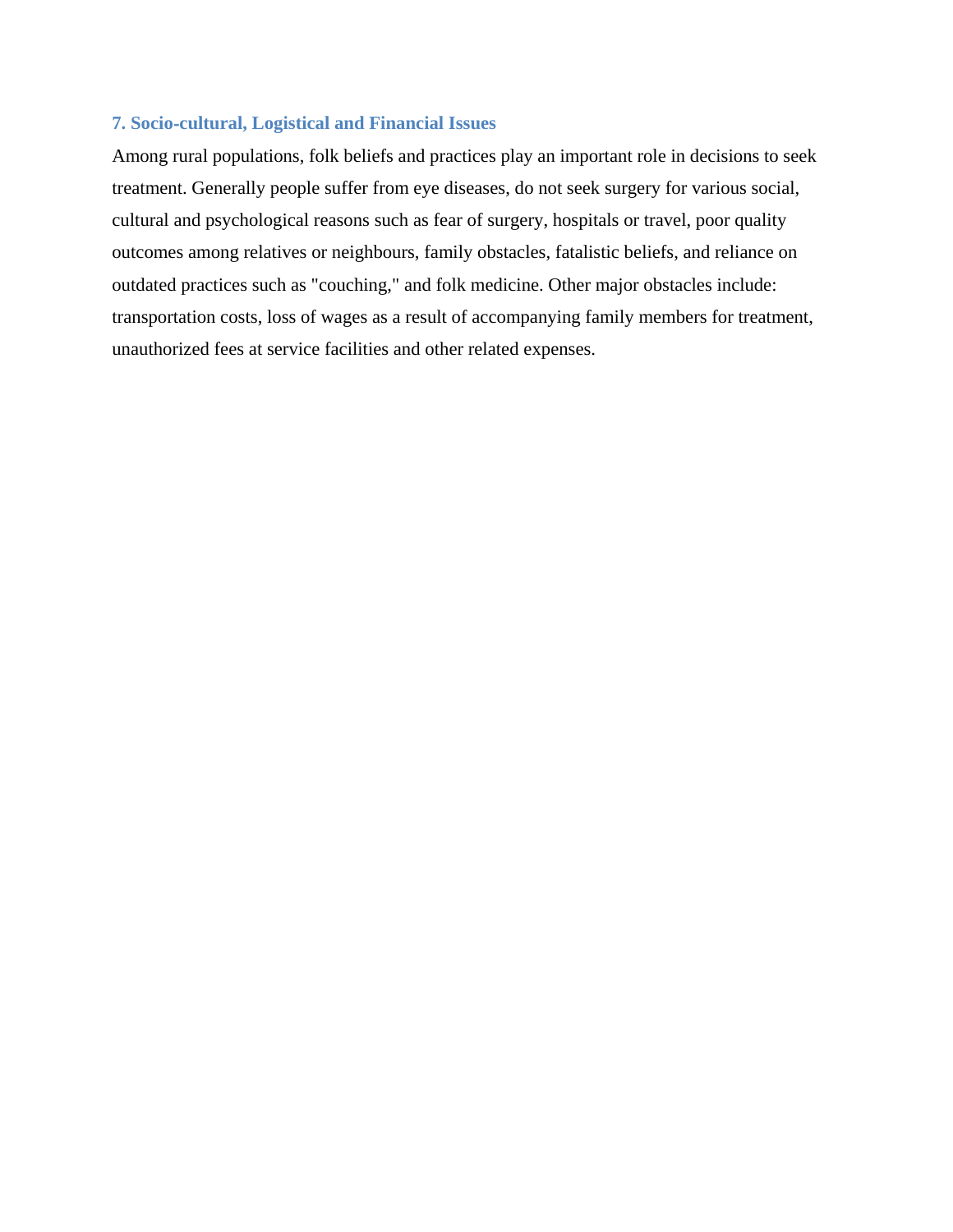## 7. Socio-cultural, Logistical and Financial Issues

Among rural populations, folk beliefs and practices play an important role in decisions to seek treatment. Generally people suffer from eye diseases, do not seek surgery for various social, cultural and psychological reasons such as fear of surgery, hospitals or travel, poor quality outcomes among relatives or neighbours, family obstacles, fatalistic beliefs, and reliance on outdated practices such as "couching," and folk medicine. Other major obstacles include: transportation costs, loss of wages as a result of accompanying family members for treatment, unauthorized fees at service facilities and other related expenses.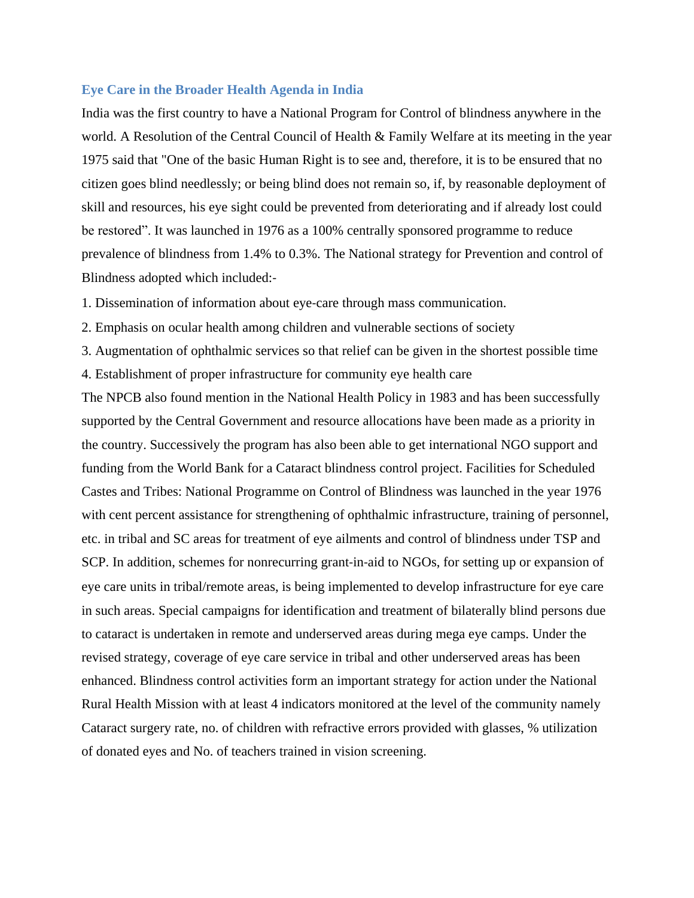### Eye Care in the Broader Health Agenda in India

India was the first country to have a National Program for Control of blindness anywhere in the world. A Resolution of the Central Council of Health & Family Welfare at its meeting in the year 1975 said that "One of the basic Human Right is to see and, therefore, it is to be ensured that no citizen goes blind needlessly; or being blind does not remain so, if, by reasonable deployment of skill and resources, his eye sight could be prevented from deteriorating and if already lost could be restored". It was launched in 1976 as a 100% centrally sponsored programme to reduce prevalence of blindness from 1.4% to 0.3%. The National strategy for Prevention and control of Blindness adopted which included:-

1. Dissemination of information about eye-care through mass communication.
2. Emphasis on ocular health among children and vulnerable sections of society
3. Augmentation of ophthalmic services so that relief can be given in the shortest possible time
4. Establishment of proper infrastructure for community eye health care

The NPCB also found mention in the National Health Policy in 1983 and has been successfully supported by the Central Government and resource allocations have been made as a priority in the country. Successively the program has also been able to get international NGO support and funding from the World Bank for a Cataract blindness control project. Facilities for Scheduled Castes and Tribes: National Programme on Control of Blindness was launched in the year 1976 with cent percent assistance for strengthening of ophthalmic infrastructure, training of personnel, etc. in tribal and SC areas for treatment of eye ailments and control of blindness under TSP and SCP. In addition, schemes for nonrecurring grant-in-aid to NGOs, for setting up or expansion of eye care units in tribal/remote areas, is being implemented to develop infrastructure for eye care in such areas. Special campaigns for identification and treatment of bilaterally blind persons due to cataract is undertaken in remote and underserved areas during mega eye camps. Under the revised strategy, coverage of eye care service in tribal and other underserved areas has been enhanced. Blindness control activities form an important strategy for action under the National Rural Health Mission with at least 4 indicators monitored at the level of the community namely Cataract surgery rate, no. of children with refractive errors provided with glasses, % utilization of donated eyes and No. of teachers trained in vision screening.